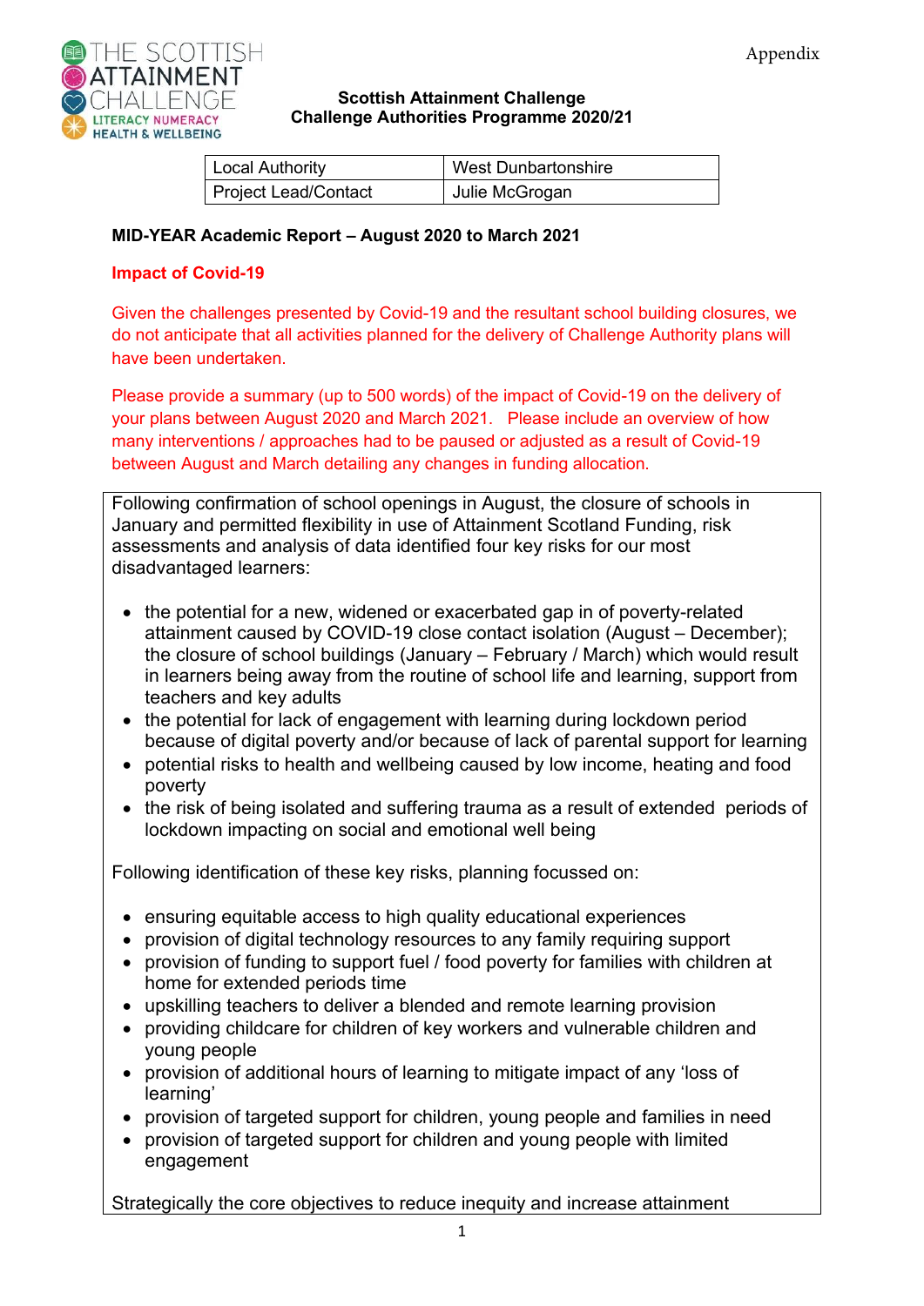Appendix

THE SCOTTISH ATTAINMENT CHALLENGE
LITERACY NUMERACY HEALTH & WELLBEING

**Scottish Attainment Challenge**
**Challenge Authorities Programme 2020/21**

| Local Authority | West Dunbartonshire |
|---|---|
| Project Lead/Contact | Julie McGrogan |

**MID-YEAR Academic Report – August 2020 to March 2021**

**Impact of Covid-19**

Given the challenges presented by Covid-19 and the resultant school building closures, we do not anticipate that all activities planned for the delivery of Challenge Authority plans will have been undertaken.

Please provide a summary (up to 500 words) of the impact of Covid-19 on the delivery of your plans between August 2020 and March 2021. Please include an overview of how many interventions / approaches had to be paused or adjusted as a result of Covid-19 between August and March detailing any changes in funding allocation.

Following confirmation of school openings in August, the closure of schools in January and permitted flexibility in use of Attainment Scotland Funding, risk assessments and analysis of data identified four key risks for our most disadvantaged learners:

- the potential for a new, widened or exacerbated gap in of poverty-related attainment caused by COVID-19 close contact isolation (August – December); the closure of school buildings (January – February / March) which would result in learners being away from the routine of school life and learning, support from teachers and key adults
- the potential for lack of engagement with learning during lockdown period because of digital poverty and/or because of lack of parental support for learning
- potential risks to health and wellbeing caused by low income, heating and food poverty
- the risk of being isolated and suffering trauma as a result of extended periods of lockdown impacting on social and emotional well being

Following identification of these key risks, planning focussed on:

- ensuring equitable access to high quality educational experiences
- provision of digital technology resources to any family requiring support
- provision of funding to support fuel / food poverty for families with children at home for extended periods time
- upskilling teachers to deliver a blended and remote learning provision
- providing childcare for children of key workers and vulnerable children and young people
- provision of additional hours of learning to mitigate impact of any 'loss of learning'
- provision of targeted support for children, young people and families in need
- provision of targeted support for children and young people with limited engagement

Strategically the core objectives to reduce inequity and increase attainment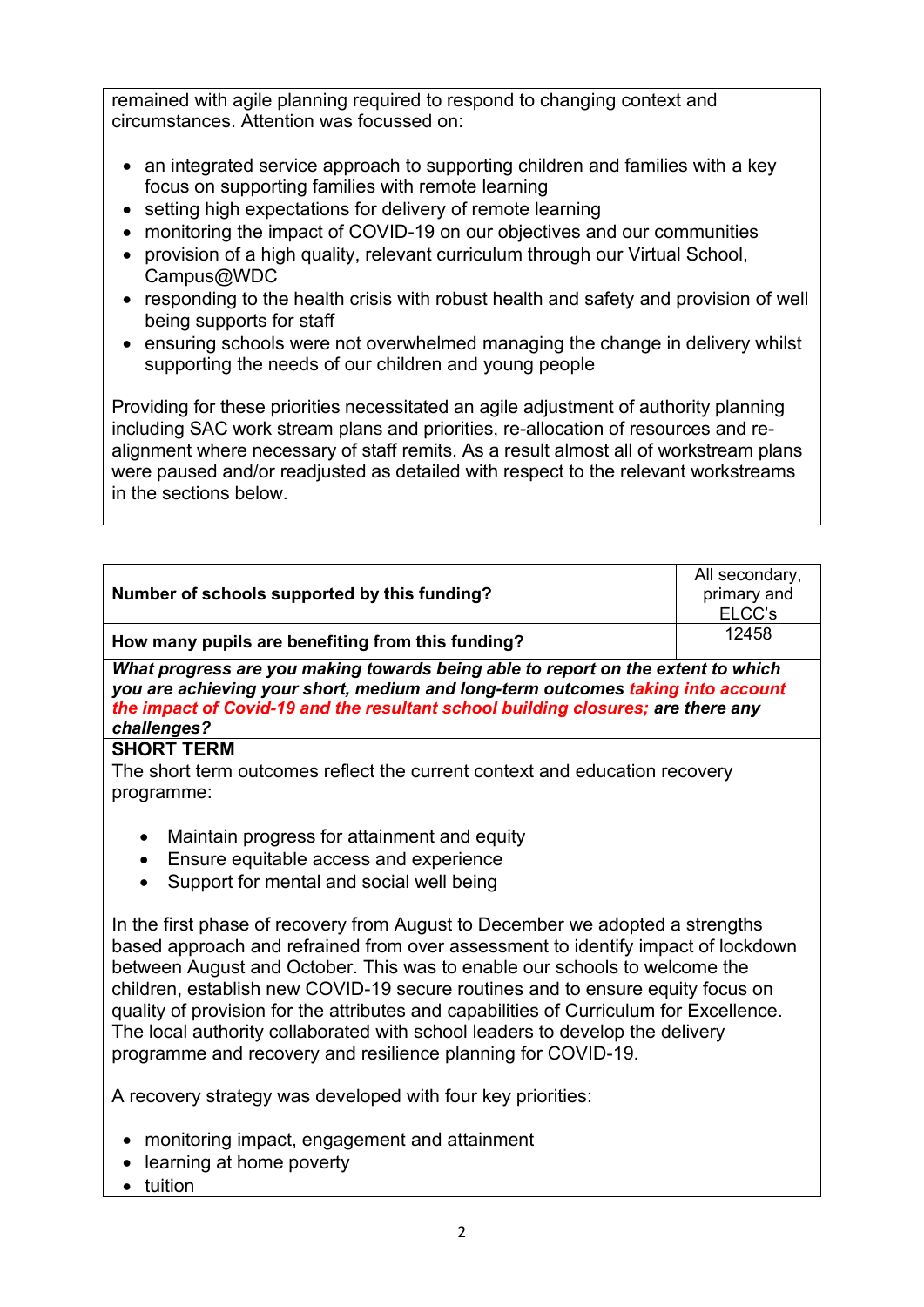remained with agile planning required to respond to changing context and circumstances. Attention was focussed on:

- an integrated service approach to supporting children and families with a key focus on supporting families with remote learning
- setting high expectations for delivery of remote learning
- monitoring the impact of COVID-19 on our objectives and our communities
- provision of a high quality, relevant curriculum through our Virtual School, Campus@WDC
- responding to the health crisis with robust health and safety and provision of well being supports for staff
- ensuring schools were not overwhelmed managing the change in delivery whilst supporting the needs of our children and young people

Providing for these priorities necessitated an agile adjustment of authority planning including SAC work stream plans and priorities, re-allocation of resources and re-alignment where necessary of staff remits. As a result almost all of workstream plans were paused and/or readjusted as detailed with respect to the relevant workstreams in the sections below.

| **Number of schools supported by this funding?** | All secondary, primary and ELCC's |
|---|---|
| **How many pupils are benefiting from this funding?** | 12458 |

***What progress are you making towards being able to report on the extent to which you are achieving your short, medium and long-term outcomes taking into account the impact of Covid-19 and the resultant school building closures; are there any challenges?***

**SHORT TERM**

The short term outcomes reflect the current context and education recovery programme:

- Maintain progress for attainment and equity
- Ensure equitable access and experience
- Support for mental and social well being

In the first phase of recovery from August to December we adopted a strengths based approach and refrained from over assessment to identify impact of lockdown between August and October. This was to enable our schools to welcome the children, establish new COVID-19 secure routines and to ensure equity focus on quality of provision for the attributes and capabilities of Curriculum for Excellence. The local authority collaborated with school leaders to develop the delivery programme and recovery and resilience planning for COVID-19.

A recovery strategy was developed with four key priorities:

- monitoring impact, engagement and attainment
- learning at home poverty
- tuition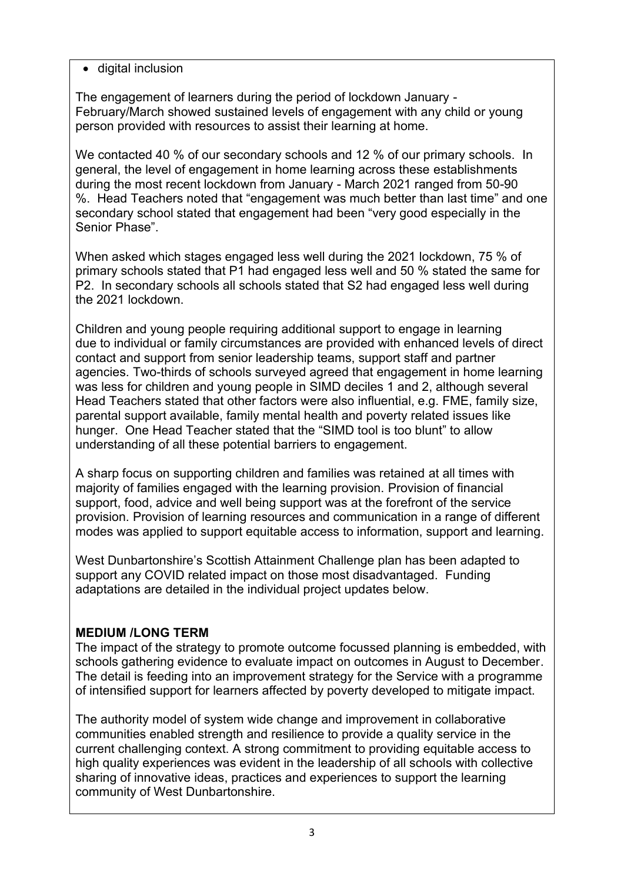- digital inclusion

The engagement of learners during the period of lockdown January - February/March showed sustained levels of engagement with any child or young person provided with resources to assist their learning at home.

We contacted 40 % of our secondary schools and 12 % of our primary schools. In general, the level of engagement in home learning across these establishments during the most recent lockdown from January - March 2021 ranged from 50-90 %. Head Teachers noted that "engagement was much better than last time" and one secondary school stated that engagement had been "very good especially in the Senior Phase".

When asked which stages engaged less well during the 2021 lockdown, 75 % of primary schools stated that P1 had engaged less well and 50 % stated the same for P2. In secondary schools all schools stated that S2 had engaged less well during the 2021 lockdown.

Children and young people requiring additional support to engage in learning due to individual or family circumstances are provided with enhanced levels of direct contact and support from senior leadership teams, support staff and partner agencies. Two-thirds of schools surveyed agreed that engagement in home learning was less for children and young people in SIMD deciles 1 and 2, although several Head Teachers stated that other factors were also influential, e.g. FME, family size, parental support available, family mental health and poverty related issues like hunger. One Head Teacher stated that the "SIMD tool is too blunt" to allow understanding of all these potential barriers to engagement.

A sharp focus on supporting children and families was retained at all times with majority of families engaged with the learning provision. Provision of financial support, food, advice and well being support was at the forefront of the service provision. Provision of learning resources and communication in a range of different modes was applied to support equitable access to information, support and learning.

West Dunbartonshire's Scottish Attainment Challenge plan has been adapted to support any COVID related impact on those most disadvantaged. Funding adaptations are detailed in the individual project updates below.

**MEDIUM /LONG TERM**

The impact of the strategy to promote outcome focussed planning is embedded, with schools gathering evidence to evaluate impact on outcomes in August to December. The detail is feeding into an improvement strategy for the Service with a programme of intensified support for learners affected by poverty developed to mitigate impact.

The authority model of system wide change and improvement in collaborative communities enabled strength and resilience to provide a quality service in the current challenging context. A strong commitment to providing equitable access to high quality experiences was evident in the leadership of all schools with collective sharing of innovative ideas, practices and experiences to support the learning community of West Dunbartonshire.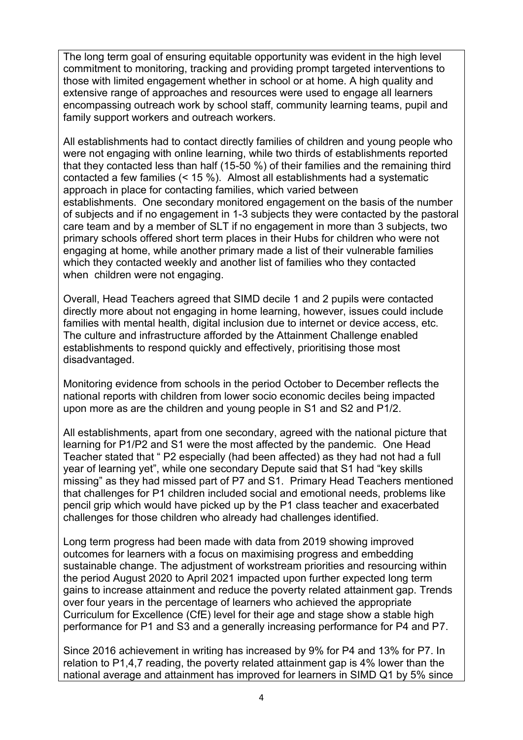The long term goal of ensuring equitable opportunity was evident in the high level commitment to monitoring, tracking and providing prompt targeted interventions to those with limited engagement whether in school or at home. A high quality and extensive range of approaches and resources were used to engage all learners encompassing outreach work by school staff, community learning teams, pupil and family support workers and outreach workers.

All establishments had to contact directly families of children and young people who were not engaging with online learning, while two thirds of establishments reported that they contacted less than half (15-50 %) of their families and the remaining third contacted a few families (< 15 %). Almost all establishments had a systematic approach in place for contacting families, which varied between establishments. One secondary monitored engagement on the basis of the number of subjects and if no engagement in 1-3 subjects they were contacted by the pastoral care team and by a member of SLT if no engagement in more than 3 subjects, two primary schools offered short term places in their Hubs for children who were not engaging at home, while another primary made a list of their vulnerable families which they contacted weekly and another list of families who they contacted when children were not engaging.

Overall, Head Teachers agreed that SIMD decile 1 and 2 pupils were contacted directly more about not engaging in home learning, however, issues could include families with mental health, digital inclusion due to internet or device access, etc. The culture and infrastructure afforded by the Attainment Challenge enabled establishments to respond quickly and effectively, prioritising those most disadvantaged.

Monitoring evidence from schools in the period October to December reflects the national reports with children from lower socio economic deciles being impacted upon more as are the children and young people in S1 and S2 and P1/2.

All establishments, apart from one secondary, agreed with the national picture that learning for P1/P2 and S1 were the most affected by the pandemic. One Head Teacher stated that " P2 especially (had been affected) as they had not had a full year of learning yet", while one secondary Depute said that S1 had "key skills missing" as they had missed part of P7 and S1. Primary Head Teachers mentioned that challenges for P1 children included social and emotional needs, problems like pencil grip which would have picked up by the P1 class teacher and exacerbated challenges for those children who already had challenges identified.

Long term progress had been made with data from 2019 showing improved outcomes for learners with a focus on maximising progress and embedding sustainable change. The adjustment of workstream priorities and resourcing within the period August 2020 to April 2021 impacted upon further expected long term gains to increase attainment and reduce the poverty related attainment gap. Trends over four years in the percentage of learners who achieved the appropriate Curriculum for Excellence (CfE) level for their age and stage show a stable high performance for P1 and S3 and a generally increasing performance for P4 and P7.

Since 2016 achievement in writing has increased by 9% for P4 and 13% for P7. In relation to P1,4,7 reading, the poverty related attainment gap is 4% lower than the national average and attainment has improved for learners in SIMD Q1 by 5% since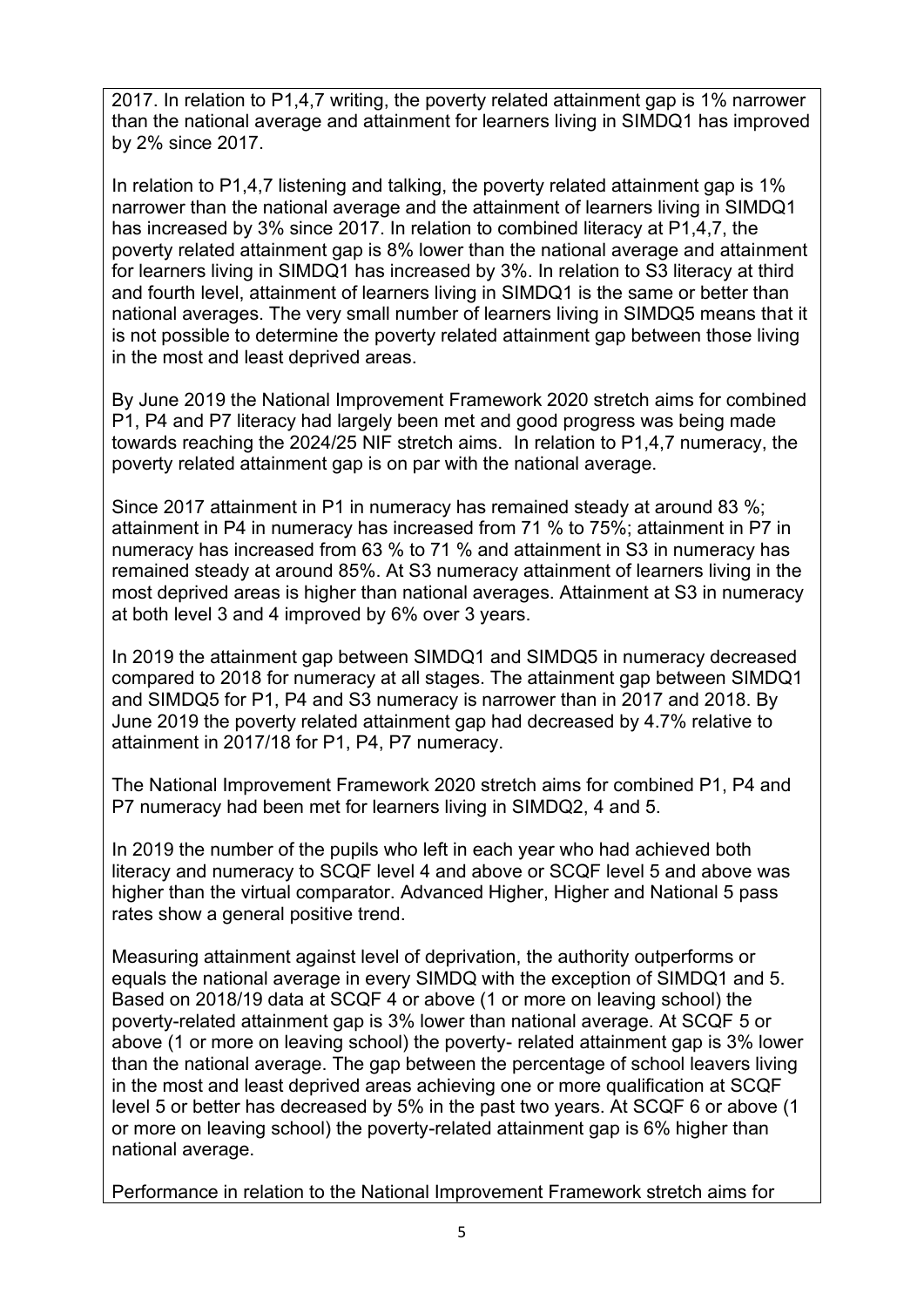2017. In relation to P1,4,7 writing, the poverty related attainment gap is 1% narrower than the national average and attainment for learners living in SIMDQ1 has improved by 2% since 2017.

In relation to P1,4,7 listening and talking, the poverty related attainment gap is 1% narrower than the national average and the attainment of learners living in SIMDQ1 has increased by 3% since 2017. In relation to combined literacy at P1,4,7, the poverty related attainment gap is 8% lower than the national average and attainment for learners living in SIMDQ1 has increased by 3%. In relation to S3 literacy at third and fourth level, attainment of learners living in SIMDQ1 is the same or better than national averages. The very small number of learners living in SIMDQ5 means that it is not possible to determine the poverty related attainment gap between those living in the most and least deprived areas.

By June 2019 the National Improvement Framework 2020 stretch aims for combined P1, P4 and P7 literacy had largely been met and good progress was being made towards reaching the 2024/25 NIF stretch aims. In relation to P1,4,7 numeracy, the poverty related attainment gap is on par with the national average.

Since 2017 attainment in P1 in numeracy has remained steady at around 83 %; attainment in P4 in numeracy has increased from 71 % to 75%; attainment in P7 in numeracy has increased from 63 % to 71 % and attainment in S3 in numeracy has remained steady at around 85%. At S3 numeracy attainment of learners living in the most deprived areas is higher than national averages. Attainment at S3 in numeracy at both level 3 and 4 improved by 6% over 3 years.

In 2019 the attainment gap between SIMDQ1 and SIMDQ5 in numeracy decreased compared to 2018 for numeracy at all stages. The attainment gap between SIMDQ1 and SIMDQ5 for P1, P4 and S3 numeracy is narrower than in 2017 and 2018. By June 2019 the poverty related attainment gap had decreased by 4.7% relative to attainment in 2017/18 for P1, P4, P7 numeracy.

The National Improvement Framework 2020 stretch aims for combined P1, P4 and P7 numeracy had been met for learners living in SIMDQ2, 4 and 5.

In 2019 the number of the pupils who left in each year who had achieved both literacy and numeracy to SCQF level 4 and above or SCQF level 5 and above was higher than the virtual comparator. Advanced Higher, Higher and National 5 pass rates show a general positive trend.

Measuring attainment against level of deprivation, the authority outperforms or equals the national average in every SIMDQ with the exception of SIMDQ1 and 5. Based on 2018/19 data at SCQF 4 or above (1 or more on leaving school) the poverty-related attainment gap is 3% lower than national average. At SCQF 5 or above (1 or more on leaving school) the poverty- related attainment gap is 3% lower than the national average. The gap between the percentage of school leavers living in the most and least deprived areas achieving one or more qualification at SCQF level 5 or better has decreased by 5% in the past two years. At SCQF 6 or above (1 or more on leaving school) the poverty-related attainment gap is 6% higher than national average.

Performance in relation to the National Improvement Framework stretch aims for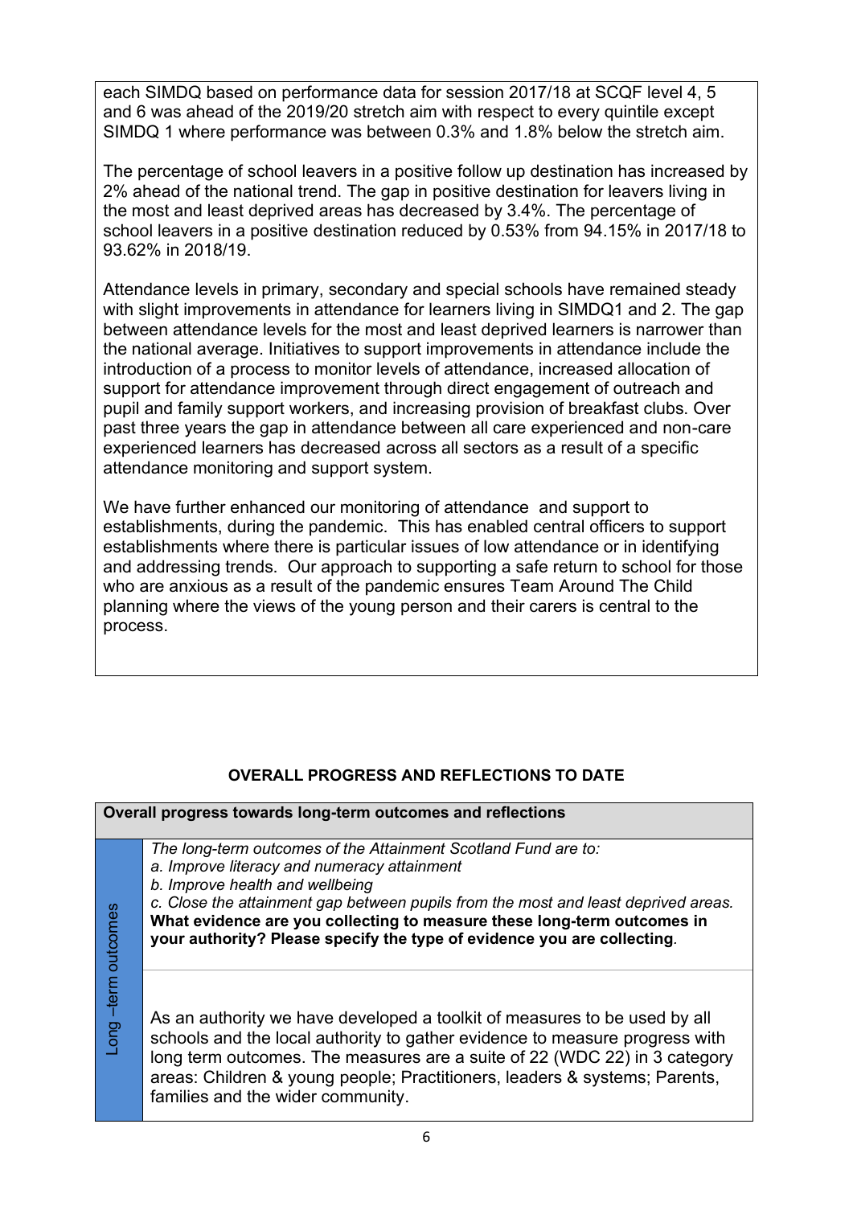each SIMDQ based on performance data for session 2017/18 at SCQF level 4, 5 and 6 was ahead of the 2019/20 stretch aim with respect to every quintile except SIMDQ 1 where performance was between 0.3% and 1.8% below the stretch aim.

The percentage of school leavers in a positive follow up destination has increased by 2% ahead of the national trend. The gap in positive destination for leavers living in the most and least deprived areas has decreased by 3.4%. The percentage of school leavers in a positive destination reduced by 0.53% from 94.15% in 2017/18 to 93.62% in 2018/19.

Attendance levels in primary, secondary and special schools have remained steady with slight improvements in attendance for learners living in SIMDQ1 and 2. The gap between attendance levels for the most and least deprived learners is narrower than the national average. Initiatives to support improvements in attendance include the introduction of a process to monitor levels of attendance, increased allocation of support for attendance improvement through direct engagement of outreach and pupil and family support workers, and increasing provision of breakfast clubs. Over past three years the gap in attendance between all care experienced and non-care experienced learners has decreased across all sectors as a result of a specific attendance monitoring and support system.

We have further enhanced our monitoring of attendance and support to establishments, during the pandemic. This has enabled central officers to support establishments where there is particular issues of low attendance or in identifying and addressing trends. Our approach to supporting a safe return to school for those who are anxious as a result of the pandemic ensures Team Around The Child planning where the views of the young person and their carers is central to the process.

## OVERALL PROGRESS AND REFLECTIONS TO DATE

| Overall progress towards long-term outcomes and reflections | |
|---|---|
| Long –term outcomes | *The long-term outcomes of the Attainment Scotland Fund are to:*<br>*a. Improve literacy and numeracy attainment*<br>*b. Improve health and wellbeing*<br>*c. Close the attainment gap between pupils from the most and least deprived areas.*<br>**What evidence are you collecting to measure these long-term outcomes in your authority? Please specify the type of evidence you are collecting**. |
| | As an authority we have developed a toolkit of measures to be used by all schools and the local authority to gather evidence to measure progress with long term outcomes. The measures are a suite of 22 (WDC 22) in 3 category areas: Children & young people; Practitioners, leaders & systems; Parents, families and the wider community. |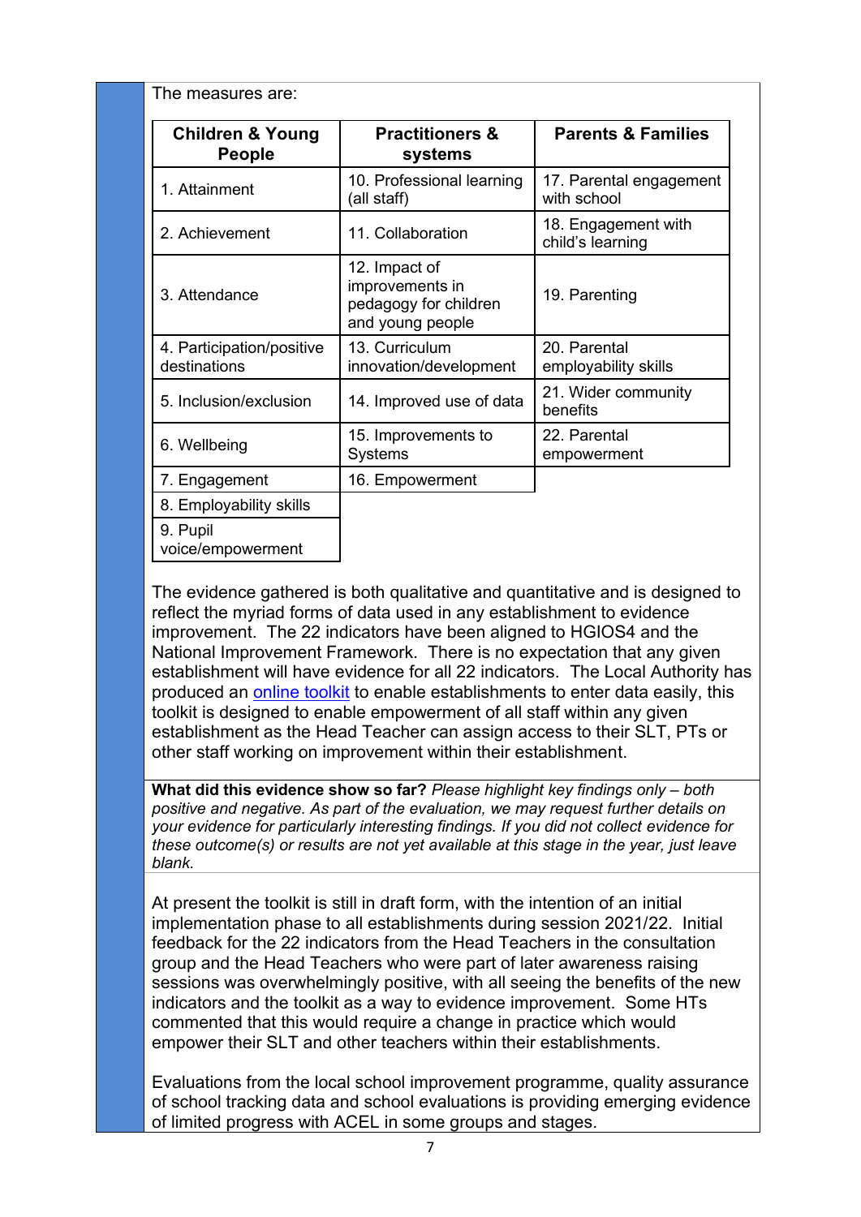The measures are:

| Children & Young People | Practitioners & systems | Parents & Families |
|---|---|---|
| 1. Attainment | 10. Professional learning (all staff) | 17. Parental engagement with school |
| 2. Achievement | 11. Collaboration | 18. Engagement with child's learning |
| 3. Attendance | 12. Impact of improvements in pedagogy for children and young people | 19. Parenting |
| 4. Participation/positive destinations | 13. Curriculum innovation/development | 20. Parental employability skills |
| 5. Inclusion/exclusion | 14. Improved use of data | 21. Wider community benefits |
| 6. Wellbeing | 15. Improvements to Systems | 22. Parental empowerment |
| 7. Engagement | 16. Empowerment | |
| 8. Employability skills | | |
| 9. Pupil voice/empowerment | | |

The evidence gathered is both qualitative and quantitative and is designed to reflect the myriad forms of data used in any establishment to evidence improvement. The 22 indicators have been aligned to HGIOS4 and the National Improvement Framework. There is no expectation that any given establishment will have evidence for all 22 indicators. The Local Authority has produced an online toolkit to enable establishments to enter data easily, this toolkit is designed to enable empowerment of all staff within any given establishment as the Head Teacher can assign access to their SLT, PTs or other staff working on improvement within their establishment.

**What did this evidence show so far?** *Please highlight key findings only – both positive and negative. As part of the evaluation, we may request further details on your evidence for particularly interesting findings. If you did not collect evidence for these outcome(s) or results are not yet available at this stage in the year, just leave blank.*

At present the toolkit is still in draft form, with the intention of an initial implementation phase to all establishments during session 2021/22. Initial feedback for the 22 indicators from the Head Teachers in the consultation group and the Head Teachers who were part of later awareness raising sessions was overwhelmingly positive, with all seeing the benefits of the new indicators and the toolkit as a way to evidence improvement. Some HTs commented that this would require a change in practice which would empower their SLT and other teachers within their establishments.

Evaluations from the local school improvement programme, quality assurance of school tracking data and school evaluations is providing emerging evidence of limited progress with ACEL in some groups and stages.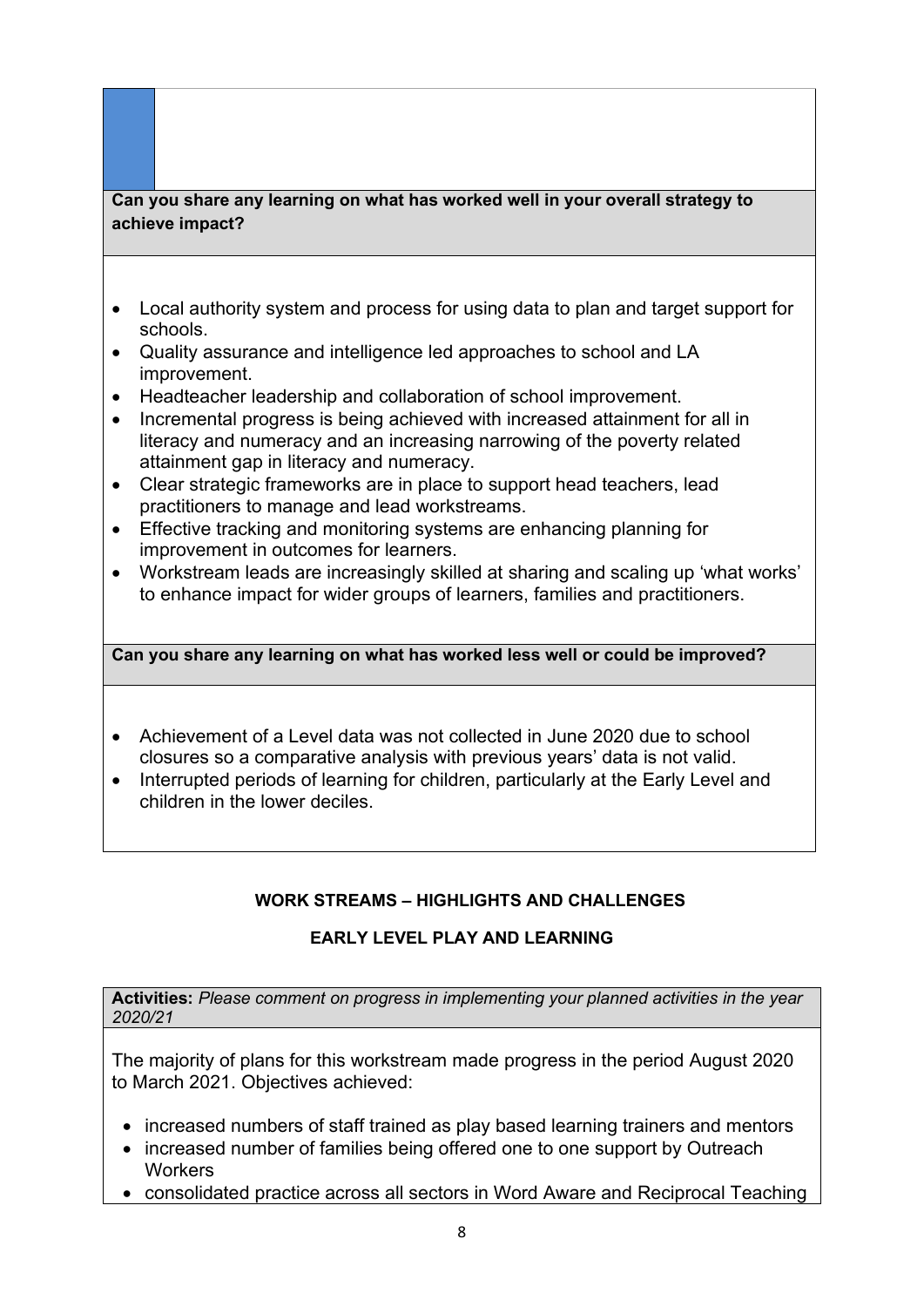**Can you share any learning on what has worked well in your overall strategy to achieve impact?**

- Local authority system and process for using data to plan and target support for schools.
- Quality assurance and intelligence led approaches to school and LA improvement.
- Headteacher leadership and collaboration of school improvement.
- Incremental progress is being achieved with increased attainment for all in literacy and numeracy and an increasing narrowing of the poverty related attainment gap in literacy and numeracy.
- Clear strategic frameworks are in place to support head teachers, lead practitioners to manage and lead workstreams.
- Effective tracking and monitoring systems are enhancing planning for improvement in outcomes for learners.
- Workstream leads are increasingly skilled at sharing and scaling up 'what works' to enhance impact for wider groups of learners, families and practitioners.

**Can you share any learning on what has worked less well or could be improved?**

- Achievement of a Level data was not collected in June 2020 due to school closures so a comparative analysis with previous years' data is not valid.
- Interrupted periods of learning for children, particularly at the Early Level and children in the lower deciles.

## WORK STREAMS – HIGHLIGHTS AND CHALLENGES

### EARLY LEVEL PLAY AND LEARNING

**Activities:** *Please comment on progress in implementing your planned activities in the year 2020/21*

The majority of plans for this workstream made progress in the period August 2020 to March 2021. Objectives achieved:

- increased numbers of staff trained as play based learning trainers and mentors
- increased number of families being offered one to one support by Outreach Workers
- consolidated practice across all sectors in Word Aware and Reciprocal Teaching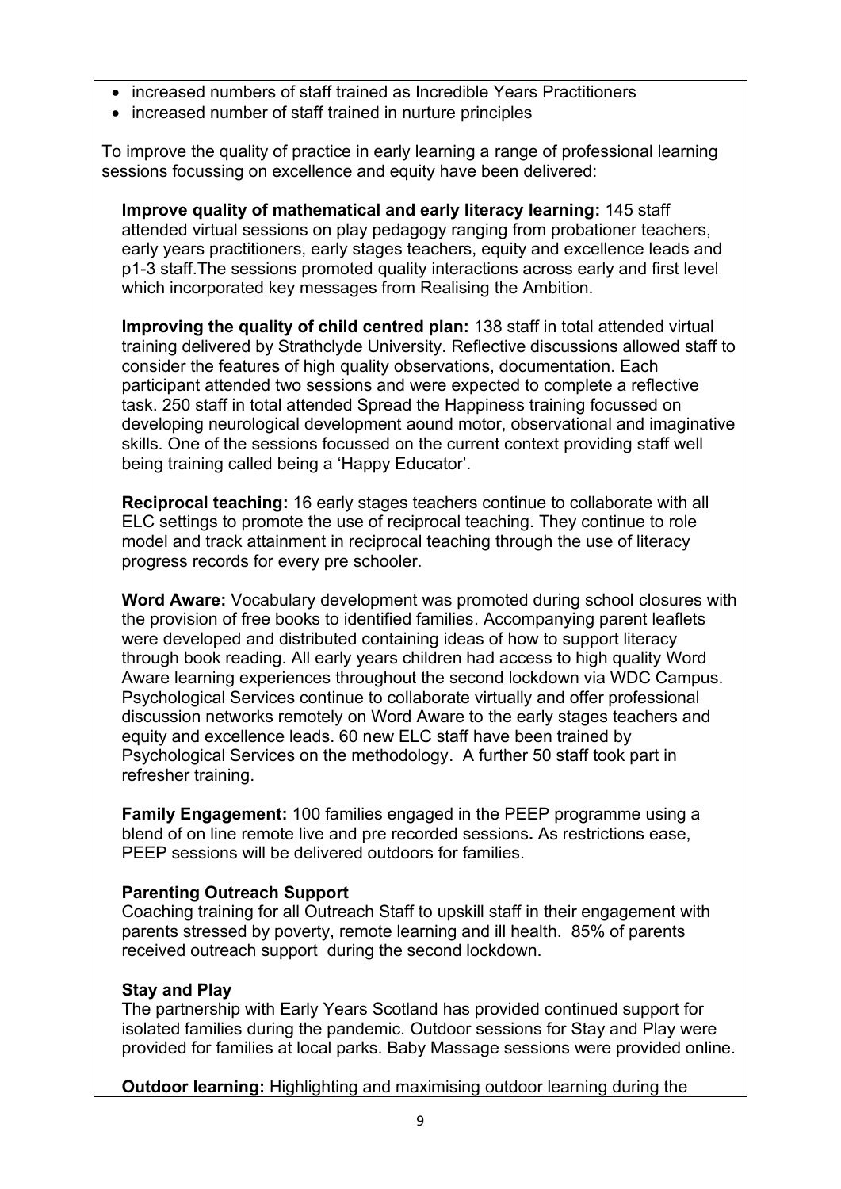- increased numbers of staff trained as Incredible Years Practitioners
- increased number of staff trained in nurture principles

To improve the quality of practice in early learning a range of professional learning sessions focussing on excellence and equity have been delivered:

**Improve quality of mathematical and early literacy learning:** 145 staff attended virtual sessions on play pedagogy ranging from probationer teachers, early years practitioners, early stages teachers, equity and excellence leads and p1-3 staff.The sessions promoted quality interactions across early and first level which incorporated key messages from Realising the Ambition.

**Improving the quality of child centred plan:** 138 staff in total attended virtual training delivered by Strathclyde University. Reflective discussions allowed staff to consider the features of high quality observations, documentation. Each participant attended two sessions and were expected to complete a reflective task. 250 staff in total attended Spread the Happiness training focussed on developing neurological development aound motor, observational and imaginative skills. One of the sessions focussed on the current context providing staff well being training called being a 'Happy Educator'.

**Reciprocal teaching:** 16 early stages teachers continue to collaborate with all ELC settings to promote the use of reciprocal teaching. They continue to role model and track attainment in reciprocal teaching through the use of literacy progress records for every pre schooler.

**Word Aware:** Vocabulary development was promoted during school closures with the provision of free books to identified families. Accompanying parent leaflets were developed and distributed containing ideas of how to support literacy through book reading. All early years children had access to high quality Word Aware learning experiences throughout the second lockdown via WDC Campus. Psychological Services continue to collaborate virtually and offer professional discussion networks remotely on Word Aware to the early stages teachers and equity and excellence leads. 60 new ELC staff have been trained by Psychological Services on the methodology. A further 50 staff took part in refresher training.

**Family Engagement:** 100 families engaged in the PEEP programme using a blend of on line remote live and pre recorded sessions**.** As restrictions ease, PEEP sessions will be delivered outdoors for families.

**Parenting Outreach Support**

Coaching training for all Outreach Staff to upskill staff in their engagement with parents stressed by poverty, remote learning and ill health. 85% of parents received outreach support during the second lockdown.

**Stay and Play**

The partnership with Early Years Scotland has provided continued support for isolated families during the pandemic. Outdoor sessions for Stay and Play were provided for families at local parks. Baby Massage sessions were provided online.

**Outdoor learning:** Highlighting and maximising outdoor learning during the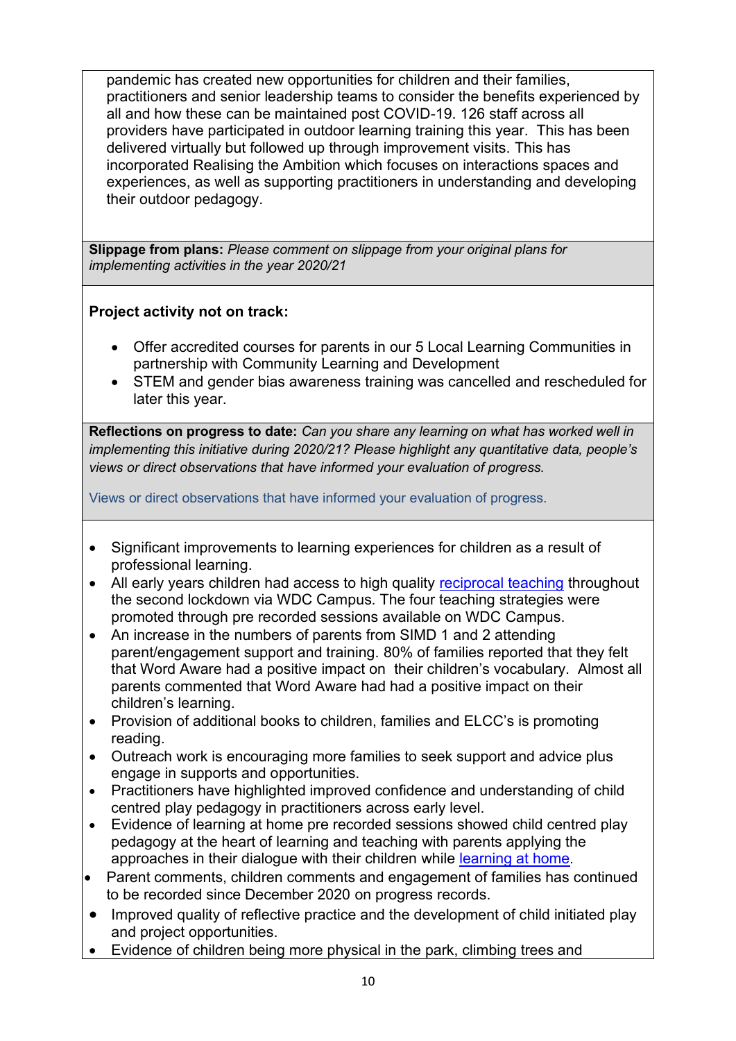pandemic has created new opportunities for children and their families, practitioners and senior leadership teams to consider the benefits experienced by all and how these can be maintained post COVID-19. 126 staff across all providers have participated in outdoor learning training this year. This has been delivered virtually but followed up through improvement visits. This has incorporated Realising the Ambition which focuses on interactions spaces and experiences, as well as supporting practitioners in understanding and developing their outdoor pedagogy.

**Slippage from plans:** *Please comment on slippage from your original plans for implementing activities in the year 2020/21*

**Project activity not on track:**

- Offer accredited courses for parents in our 5 Local Learning Communities in partnership with Community Learning and Development
- STEM and gender bias awareness training was cancelled and rescheduled for later this year.

**Reflections on progress to date:** *Can you share any learning on what has worked well in implementing this initiative during 2020/21? Please highlight any quantitative data, people's views or direct observations that have informed your evaluation of progress.*

Views or direct observations that have informed your evaluation of progress.

- Significant improvements to learning experiences for children as a result of professional learning.
- All early years children had access to high quality reciprocal teaching throughout the second lockdown via WDC Campus. The four teaching strategies were promoted through pre recorded sessions available on WDC Campus.
- An increase in the numbers of parents from SIMD 1 and 2 attending parent/engagement support and training. 80% of families reported that they felt that Word Aware had a positive impact on their children's vocabulary. Almost all parents commented that Word Aware had had a positive impact on their children's learning.
- Provision of additional books to children, families and ELCC's is promoting reading.
- Outreach work is encouraging more families to seek support and advice plus engage in supports and opportunities.
- Practitioners have highlighted improved confidence and understanding of child centred play pedagogy in practitioners across early level.
- Evidence of learning at home pre recorded sessions showed child centred play pedagogy at the heart of learning and teaching with parents applying the approaches in their dialogue with their children while learning at home.
- Parent comments, children comments and engagement of families has continued to be recorded since December 2020 on progress records.
- Improved quality of reflective practice and the development of child initiated play and project opportunities.
- Evidence of children being more physical in the park, climbing trees and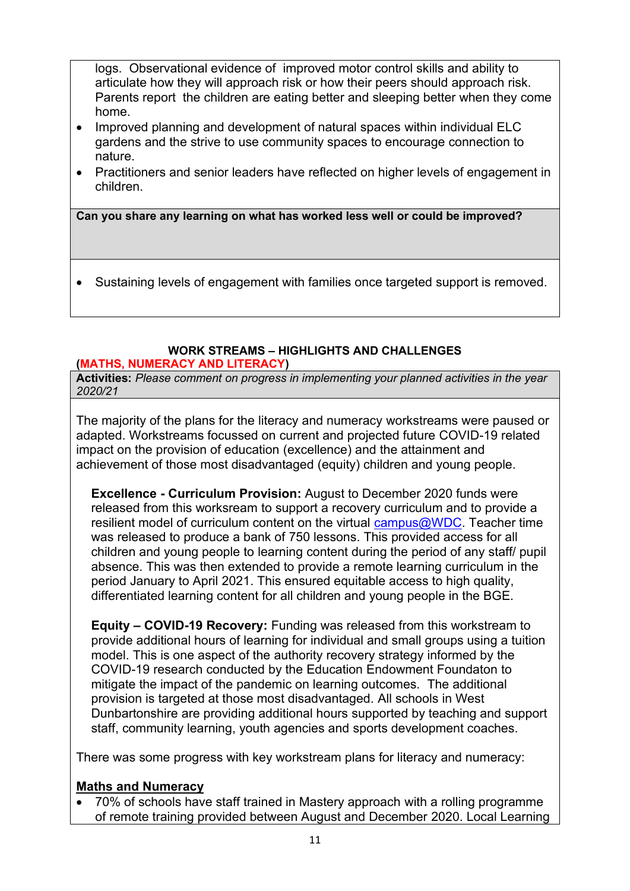logs. Observational evidence of improved motor control skills and ability to articulate how they will approach risk or how their peers should approach risk. Parents report the children are eating better and sleeping better when they come home.

- Improved planning and development of natural spaces within individual ELC gardens and the strive to use community spaces to encourage connection to nature.
- Practitioners and senior leaders have reflected on higher levels of engagement in children.

**Can you share any learning on what has worked less well or could be improved?**

- Sustaining levels of engagement with families once targeted support is removed.

**WORK STREAMS – HIGHLIGHTS AND CHALLENGES**

**(MATHS, NUMERACY AND LITERACY)**

**Activities:** *Please comment on progress in implementing your planned activities in the year 2020/21*

The majority of the plans for the literacy and numeracy workstreams were paused or adapted. Workstreams focussed on current and projected future COVID-19 related impact on the provision of education (excellence) and the attainment and achievement of those most disadvantaged (equity) children and young people.

**Excellence - Curriculum Provision:** August to December 2020 funds were released from this worksream to support a recovery curriculum and to provide a resilient model of curriculum content on the virtual campus@WDC. Teacher time was released to produce a bank of 750 lessons. This provided access for all children and young people to learning content during the period of any staff/ pupil absence. This was then extended to provide a remote learning curriculum in the period January to April 2021. This ensured equitable access to high quality, differentiated learning content for all children and young people in the BGE.

**Equity – COVID-19 Recovery:** Funding was released from this workstream to provide additional hours of learning for individual and small groups using a tuition model. This is one aspect of the authority recovery strategy informed by the COVID-19 research conducted by the Education Endowment Foundaton to mitigate the impact of the pandemic on learning outcomes. The additional provision is targeted at those most disadvantaged. All schools in West Dunbartonshire are providing additional hours supported by teaching and support staff, community learning, youth agencies and sports development coaches.

There was some progress with key workstream plans for literacy and numeracy:

**Maths and Numeracy**

- 70% of schools have staff trained in Mastery approach with a rolling programme of remote training provided between August and December 2020. Local Learning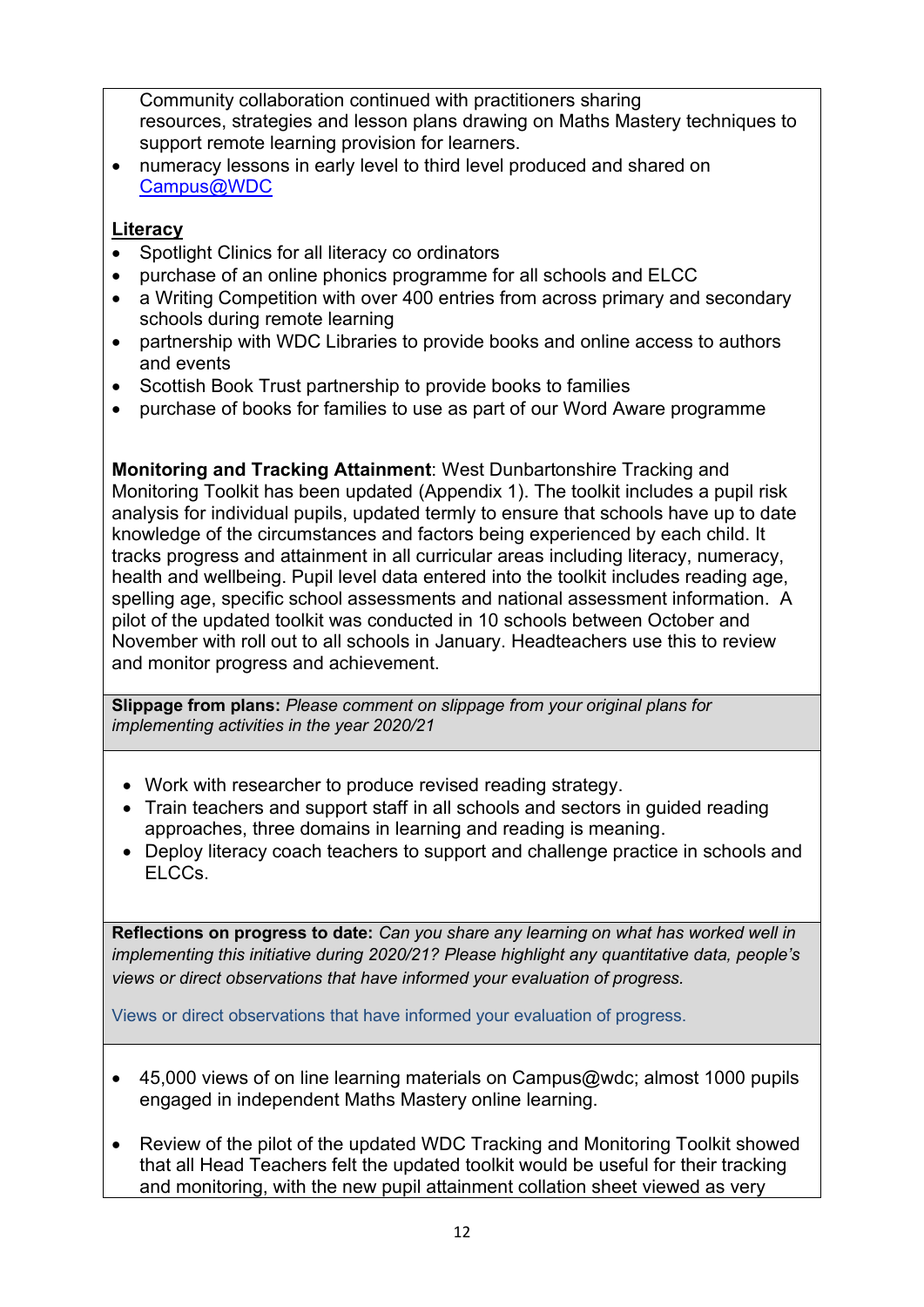Community collaboration continued with practitioners sharing resources, strategies and lesson plans drawing on Maths Mastery techniques to support remote learning provision for learners.

- numeracy lessons in early level to third level produced and shared on [Campus@WDC](Campus@WDC)

**Literacy**

- Spotlight Clinics for all literacy co ordinators
- purchase of an online phonics programme for all schools and ELCC
- a Writing Competition with over 400 entries from across primary and secondary schools during remote learning
- partnership with WDC Libraries to provide books and online access to authors and events
- Scottish Book Trust partnership to provide books to families
- purchase of books for families to use as part of our Word Aware programme

**Monitoring and Tracking Attainment**: West Dunbartonshire Tracking and Monitoring Toolkit has been updated (Appendix 1). The toolkit includes a pupil risk analysis for individual pupils, updated termly to ensure that schools have up to date knowledge of the circumstances and factors being experienced by each child. It tracks progress and attainment in all curricular areas including literacy, numeracy, health and wellbeing. Pupil level data entered into the toolkit includes reading age, spelling age, specific school assessments and national assessment information. A pilot of the updated toolkit was conducted in 10 schools between October and November with roll out to all schools in January. Headteachers use this to review and monitor progress and achievement.

**Slippage from plans:** *Please comment on slippage from your original plans for implementing activities in the year 2020/21*

- Work with researcher to produce revised reading strategy.
- Train teachers and support staff in all schools and sectors in guided reading approaches, three domains in learning and reading is meaning.
- Deploy literacy coach teachers to support and challenge practice in schools and ELCCs.

**Reflections on progress to date:** *Can you share any learning on what has worked well in implementing this initiative during 2020/21? Please highlight any quantitative data, people's views or direct observations that have informed your evaluation of progress.*

Views or direct observations that have informed your evaluation of progress.

- 45,000 views of on line learning materials on Campus@wdc; almost 1000 pupils engaged in independent Maths Mastery online learning.
- Review of the pilot of the updated WDC Tracking and Monitoring Toolkit showed that all Head Teachers felt the updated toolkit would be useful for their tracking and monitoring, with the new pupil attainment collation sheet viewed as very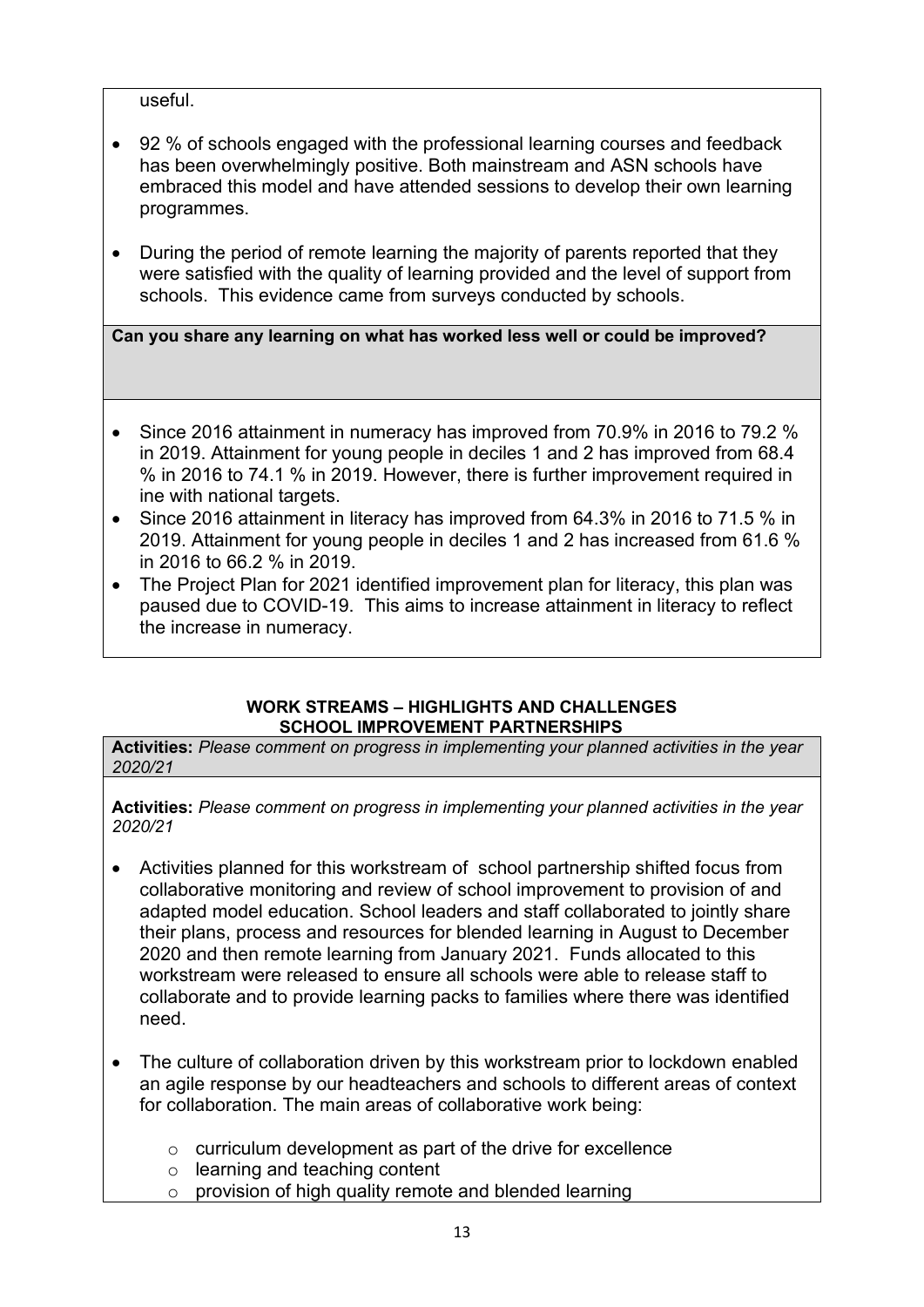useful.

- 92 % of schools engaged with the professional learning courses and feedback has been overwhelmingly positive. Both mainstream and ASN schools have embraced this model and have attended sessions to develop their own learning programmes.
- During the period of remote learning the majority of parents reported that they were satisfied with the quality of learning provided and the level of support from schools. This evidence came from surveys conducted by schools.

**Can you share any learning on what has worked less well or could be improved?**

- Since 2016 attainment in numeracy has improved from 70.9% in 2016 to 79.2 % in 2019. Attainment for young people in deciles 1 and 2 has improved from 68.4 % in 2016 to 74.1 % in 2019. However, there is further improvement required in ine with national targets.
- Since 2016 attainment in literacy has improved from 64.3% in 2016 to 71.5 % in 2019. Attainment for young people in deciles 1 and 2 has increased from 61.6 % in 2016 to 66.2 % in 2019.
- The Project Plan for 2021 identified improvement plan for literacy, this plan was paused due to COVID-19. This aims to increase attainment in literacy to reflect the increase in numeracy.

**WORK STREAMS – HIGHLIGHTS AND CHALLENGES**
**SCHOOL IMPROVEMENT PARTNERSHIPS**

**Activities:** *Please comment on progress in implementing your planned activities in the year 2020/21*

**Activities:** *Please comment on progress in implementing your planned activities in the year 2020/21*

- Activities planned for this workstream of school partnership shifted focus from collaborative monitoring and review of school improvement to provision of and adapted model education. School leaders and staff collaborated to jointly share their plans, process and resources for blended learning in August to December 2020 and then remote learning from January 2021. Funds allocated to this workstream were released to ensure all schools were able to release staff to collaborate and to provide learning packs to families where there was identified need.
- The culture of collaboration driven by this workstream prior to lockdown enabled an agile response by our headteachers and schools to different areas of context for collaboration. The main areas of collaborative work being:
  - curriculum development as part of the drive for excellence
  - learning and teaching content
  - provision of high quality remote and blended learning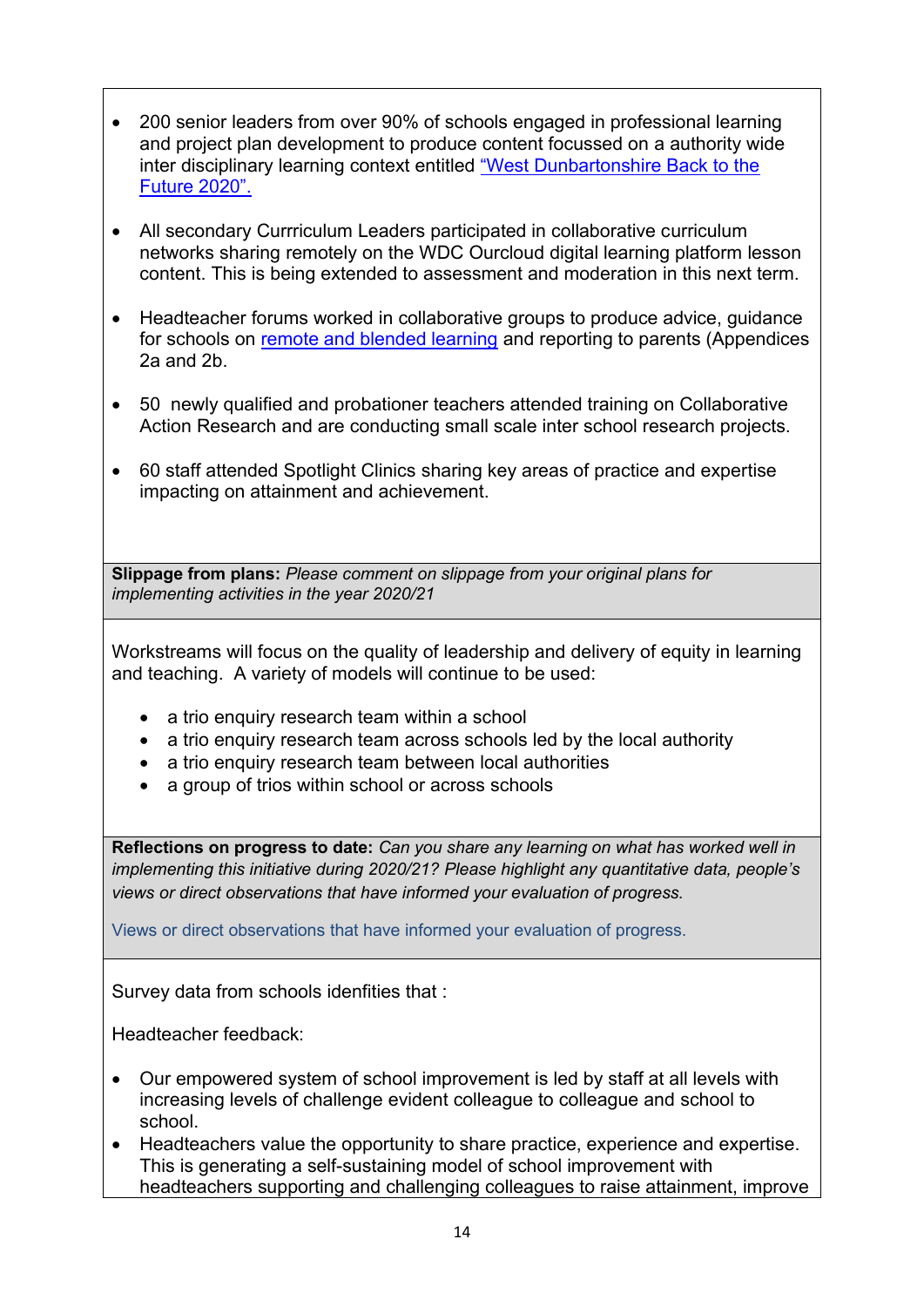- 200 senior leaders from over 90% of schools engaged in professional learning and project plan development to produce content focussed on a authority wide inter disciplinary learning context entitled "West Dunbartonshire Back to the Future 2020".

- All secondary Currriculum Leaders participated in collaborative curriculum networks sharing remotely on the WDC Ourcloud digital learning platform lesson content. This is being extended to assessment and moderation in this next term.

- Headteacher forums worked in collaborative groups to produce advice, guidance for schools on remote and blended learning and reporting to parents (Appendices 2a and 2b.

- 50 newly qualified and probationer teachers attended training on Collaborative Action Research and are conducting small scale inter school research projects.

- 60 staff attended Spotlight Clinics sharing key areas of practice and expertise impacting on attainment and achievement.

**Slippage from plans:** *Please comment on slippage from your original plans for implementing activities in the year 2020/21*

Workstreams will focus on the quality of leadership and delivery of equity in learning and teaching. A variety of models will continue to be used:

- a trio enquiry research team within a school
- a trio enquiry research team across schools led by the local authority
- a trio enquiry research team between local authorities
- a group of trios within school or across schools

**Reflections on progress to date:** *Can you share any learning on what has worked well in implementing this initiative during 2020/21? Please highlight any quantitative data, people's views or direct observations that have informed your evaluation of progress.*

Views or direct observations that have informed your evaluation of progress.

Survey data from schools idenfities that :

Headteacher feedback:

- Our empowered system of school improvement is led by staff at all levels with increasing levels of challenge evident colleague to colleague and school to school.
- Headteachers value the opportunity to share practice, experience and expertise. This is generating a self-sustaining model of school improvement with headteachers supporting and challenging colleagues to raise attainment, improve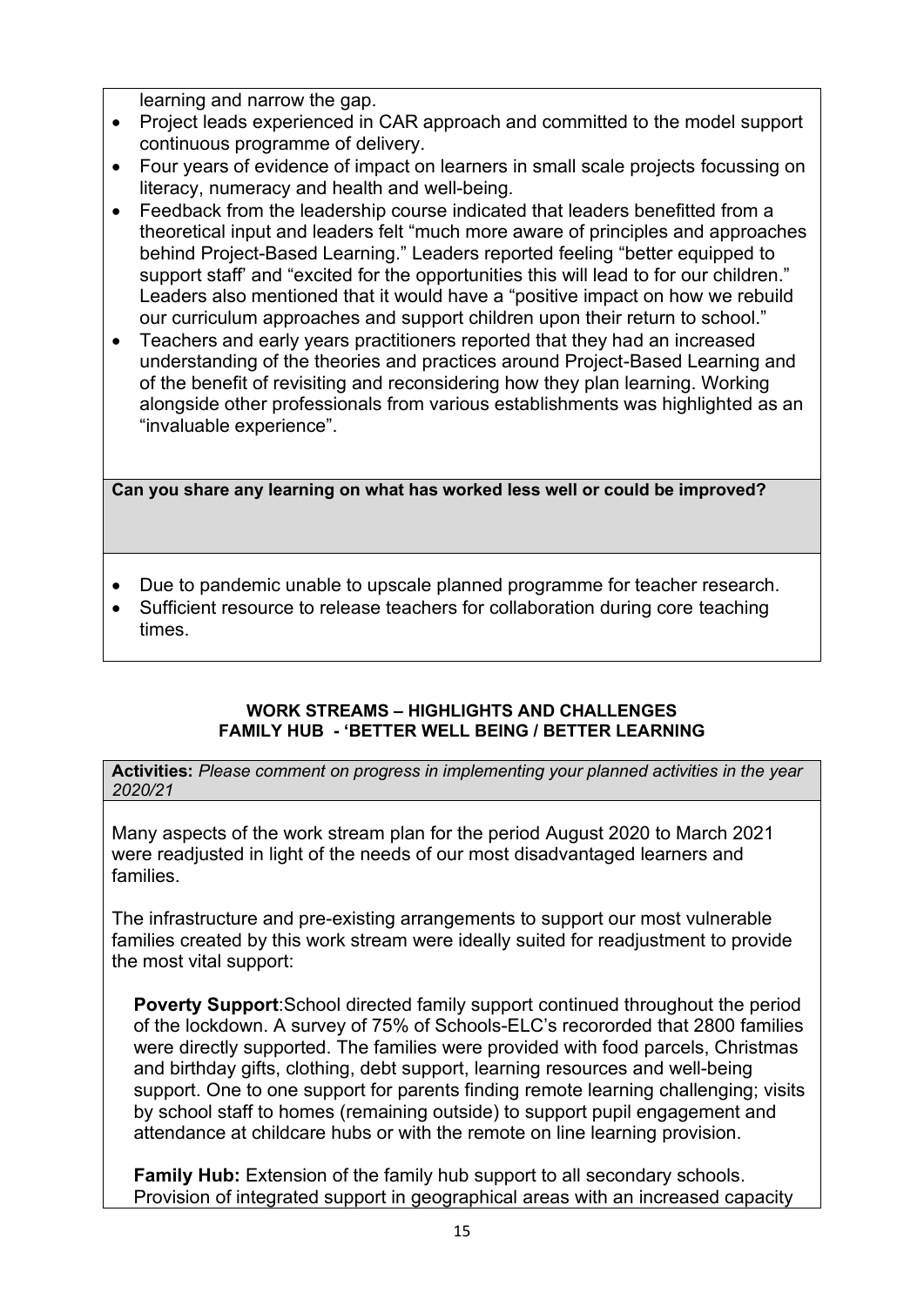learning and narrow the gap.

- Project leads experienced in CAR approach and committed to the model support continuous programme of delivery.
- Four years of evidence of impact on learners in small scale projects focussing on literacy, numeracy and health and well-being.
- Feedback from the leadership course indicated that leaders benefitted from a theoretical input and leaders felt "much more aware of principles and approaches behind Project-Based Learning." Leaders reported feeling "better equipped to support staff' and "excited for the opportunities this will lead to for our children." Leaders also mentioned that it would have a "positive impact on how we rebuild our curriculum approaches and support children upon their return to school."
- Teachers and early years practitioners reported that they had an increased understanding of the theories and practices around Project-Based Learning and of the benefit of revisiting and reconsidering how they plan learning. Working alongside other professionals from various establishments was highlighted as an "invaluable experience".

**Can you share any learning on what has worked less well or could be improved?**

- Due to pandemic unable to upscale planned programme for teacher research.
- Sufficient resource to release teachers for collaboration during core teaching times.

**WORK STREAMS – HIGHLIGHTS AND CHALLENGES**
**FAMILY HUB - 'BETTER WELL BEING / BETTER LEARNING**

**Activities:** *Please comment on progress in implementing your planned activities in the year 2020/21*

Many aspects of the work stream plan for the period August 2020 to March 2021 were readjusted in light of the needs of our most disadvantaged learners and families.

The infrastructure and pre-existing arrangements to support our most vulnerable families created by this work stream were ideally suited for readjustment to provide the most vital support:

**Poverty Support**:School directed family support continued throughout the period of the lockdown. A survey of 75% of Schools-ELC's recororded that 2800 families were directly supported. The families were provided with food parcels, Christmas and birthday gifts, clothing, debt support, learning resources and well-being support. One to one support for parents finding remote learning challenging; visits by school staff to homes (remaining outside) to support pupil engagement and attendance at childcare hubs or with the remote on line learning provision.

**Family Hub:** Extension of the family hub support to all secondary schools. Provision of integrated support in geographical areas with an increased capacity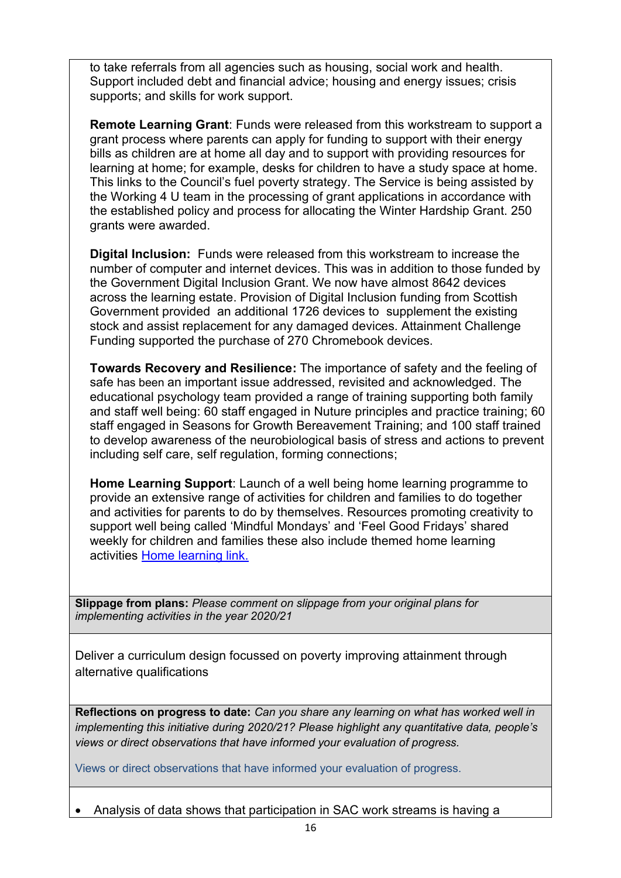to take referrals from all agencies such as housing, social work and health. Support included debt and financial advice; housing and energy issues; crisis supports; and skills for work support.

**Remote Learning Grant**: Funds were released from this workstream to support a grant process where parents can apply for funding to support with their energy bills as children are at home all day and to support with providing resources for learning at home; for example, desks for children to have a study space at home. This links to the Council's fuel poverty strategy. The Service is being assisted by the Working 4 U team in the processing of grant applications in accordance with the established policy and process for allocating the Winter Hardship Grant. 250 grants were awarded.

**Digital Inclusion:** Funds were released from this workstream to increase the number of computer and internet devices. This was in addition to those funded by the Government Digital Inclusion Grant. We now have almost 8642 devices across the learning estate. Provision of Digital Inclusion funding from Scottish Government provided an additional 1726 devices to supplement the existing stock and assist replacement for any damaged devices. Attainment Challenge Funding supported the purchase of 270 Chromebook devices.

**Towards Recovery and Resilience:** The importance of safety and the feeling of safe has been an important issue addressed, revisited and acknowledged. The educational psychology team provided a range of training supporting both family and staff well being: 60 staff engaged in Nuture principles and practice training; 60 staff engaged in Seasons for Growth Bereavement Training; and 100 staff trained to develop awareness of the neurobiological basis of stress and actions to prevent including self care, self regulation, forming connections;

**Home Learning Support**: Launch of a well being home learning programme to provide an extensive range of activities for children and families to do together and activities for parents to do by themselves. Resources promoting creativity to support well being called 'Mindful Mondays' and 'Feel Good Fridays' shared weekly for children and families these also include themed home learning activities [Home learning link.]

**Slippage from plans:** *Please comment on slippage from your original plans for implementing activities in the year 2020/21*

Deliver a curriculum design focussed on poverty improving attainment through alternative qualifications

**Reflections on progress to date:** *Can you share any learning on what has worked well in implementing this initiative during 2020/21? Please highlight any quantitative data, people's views or direct observations that have informed your evaluation of progress.*

Views or direct observations that have informed your evaluation of progress.

- Analysis of data shows that participation in SAC work streams is having a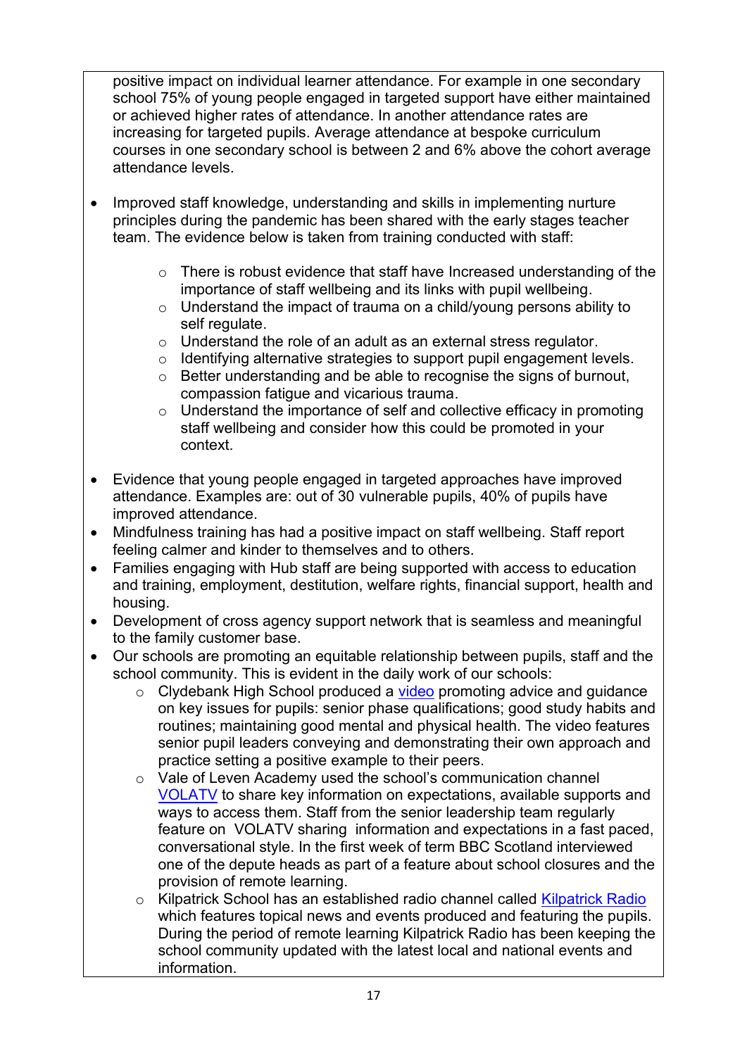positive impact on individual learner attendance. For example in one secondary school 75% of young people engaged in targeted support have either maintained or achieved higher rates of attendance. In another attendance rates are increasing for targeted pupils. Average attendance at bespoke curriculum courses in one secondary school is between 2 and 6% above the cohort average attendance levels.

- Improved staff knowledge, understanding and skills in implementing nurture principles during the pandemic has been shared with the early stages teacher team. The evidence below is taken from training conducted with staff:
    - There is robust evidence that staff have Increased understanding of the importance of staff wellbeing and its links with pupil wellbeing.
    - Understand the impact of trauma on a child/young persons ability to self regulate.
    - Understand the role of an adult as an external stress regulator.
    - Identifying alternative strategies to support pupil engagement levels.
    - Better understanding and be able to recognise the signs of burnout, compassion fatigue and vicarious trauma.
    - Understand the importance of self and collective efficacy in promoting staff wellbeing and consider how this could be promoted in your context.
- Evidence that young people engaged in targeted approaches have improved attendance. Examples are: out of 30 vulnerable pupils, 40% of pupils have improved attendance.
- Mindfulness training has had a positive impact on staff wellbeing. Staff report feeling calmer and kinder to themselves and to others.
- Families engaging with Hub staff are being supported with access to education and training, employment, destitution, welfare rights, financial support, health and housing.
- Development of cross agency support network that is seamless and meaningful to the family customer base.
- Our schools are promoting an equitable relationship between pupils, staff and the school community. This is evident in the daily work of our schools:
    - Clydebank High School produced a video promoting advice and guidance on key issues for pupils: senior phase qualifications; good study habits and routines; maintaining good mental and physical health. The video features senior pupil leaders conveying and demonstrating their own approach and practice setting a positive example to their peers.
    - Vale of Leven Academy used the school's communication channel VOLATV to share key information on expectations, available supports and ways to access them. Staff from the senior leadership team regularly feature on VOLATV sharing information and expectations in a fast paced, conversational style. In the first week of term BBC Scotland interviewed one of the depute heads as part of a feature about school closures and the provision of remote learning.
    - Kilpatrick School has an established radio channel called Kilpatrick Radio which features topical news and events produced and featuring the pupils. During the period of remote learning Kilpatrick Radio has been keeping the school community updated with the latest local and national events and information.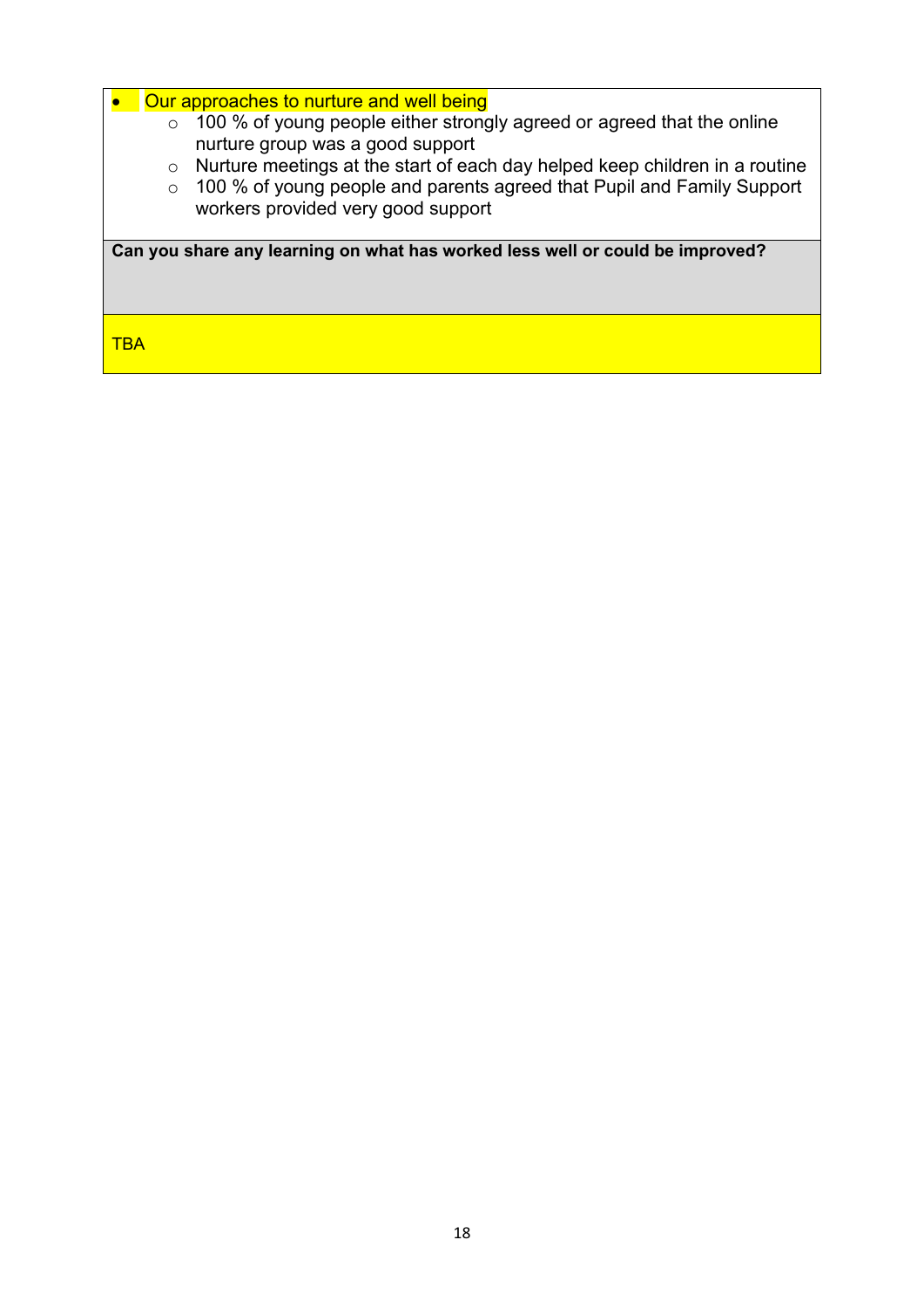- Our approaches to nurture and well being
  - 100 % of young people either strongly agreed or agreed that the online nurture group was a good support
  - Nurture meetings at the start of each day helped keep children in a routine
  - 100 % of young people and parents agreed that Pupil and Family Support workers provided very good support

**Can you share any learning on what has worked less well or could be improved?**

TBA